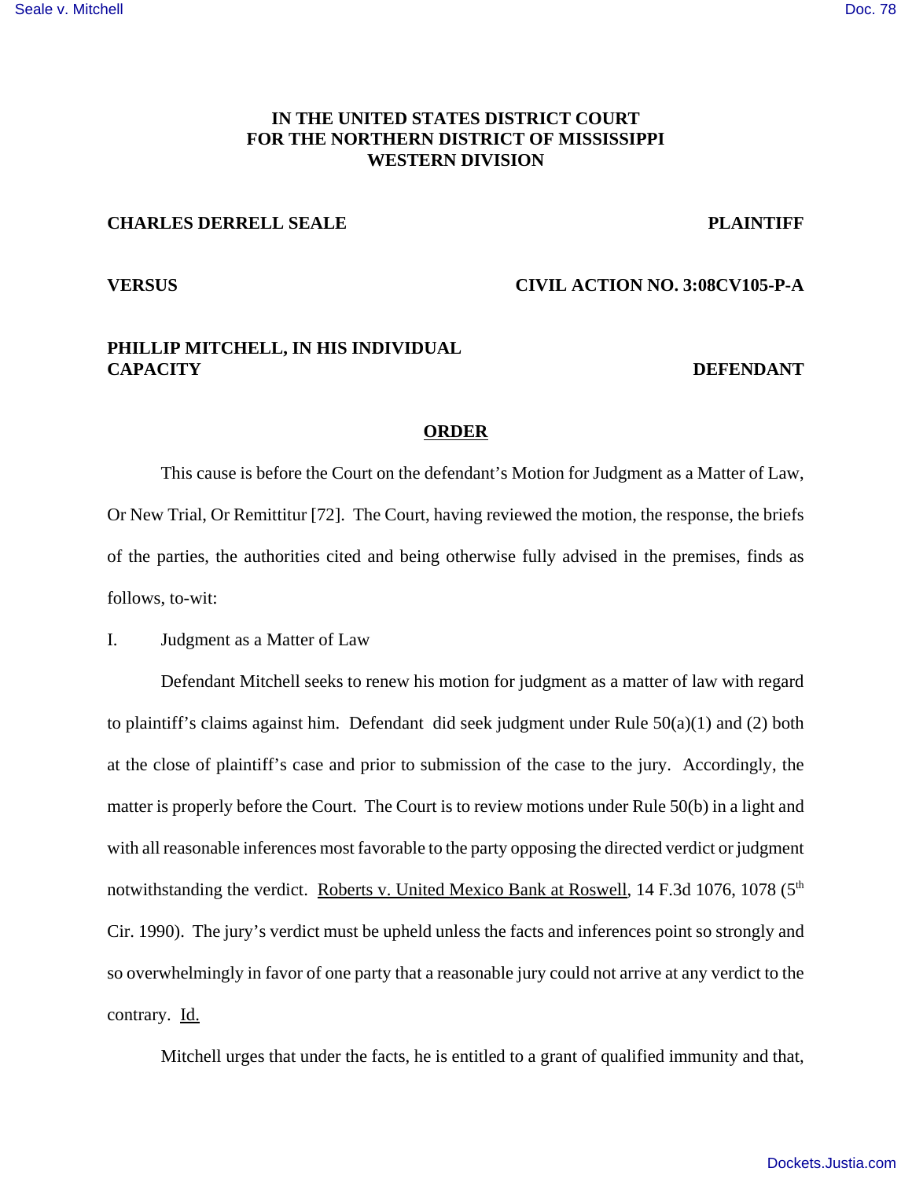**IN THE UNITED STATES DISTRICT COURT**
**FOR THE NORTHERN DISTRICT OF MISSISSIPPI**
**WESTERN DIVISION**

**CHARLES DERRELL SEALE** **PLAINTIFF**

**VERSUS** **CIVIL ACTION NO. 3:08CV105-P-A**

**PHILLIP MITCHELL, IN HIS INDIVIDUAL CAPACITY** **DEFENDANT**

**ORDER**

This cause is before the Court on the defendant's Motion for Judgment as a Matter of Law, Or New Trial, Or Remittitur [72]. The Court, having reviewed the motion, the response, the briefs of the parties, the authorities cited and being otherwise fully advised in the premises, finds as follows, to-wit:

I. Judgment as a Matter of Law

Defendant Mitchell seeks to renew his motion for judgment as a matter of law with regard to plaintiff's claims against him. Defendant did seek judgment under Rule 50(a)(1) and (2) both at the close of plaintiff's case and prior to submission of the case to the jury. Accordingly, the matter is properly before the Court. The Court is to review motions under Rule 50(b) in a light and with all reasonable inferences most favorable to the party opposing the directed verdict or judgment notwithstanding the verdict. Roberts v. United Mexico Bank at Roswell, 14 F.3d 1076, 1078 (5th Cir. 1990). The jury's verdict must be upheld unless the facts and inferences point so strongly and so overwhelmingly in favor of one party that a reasonable jury could not arrive at any verdict to the contrary. Id.

Mitchell urges that under the facts, he is entitled to a grant of qualified immunity and that,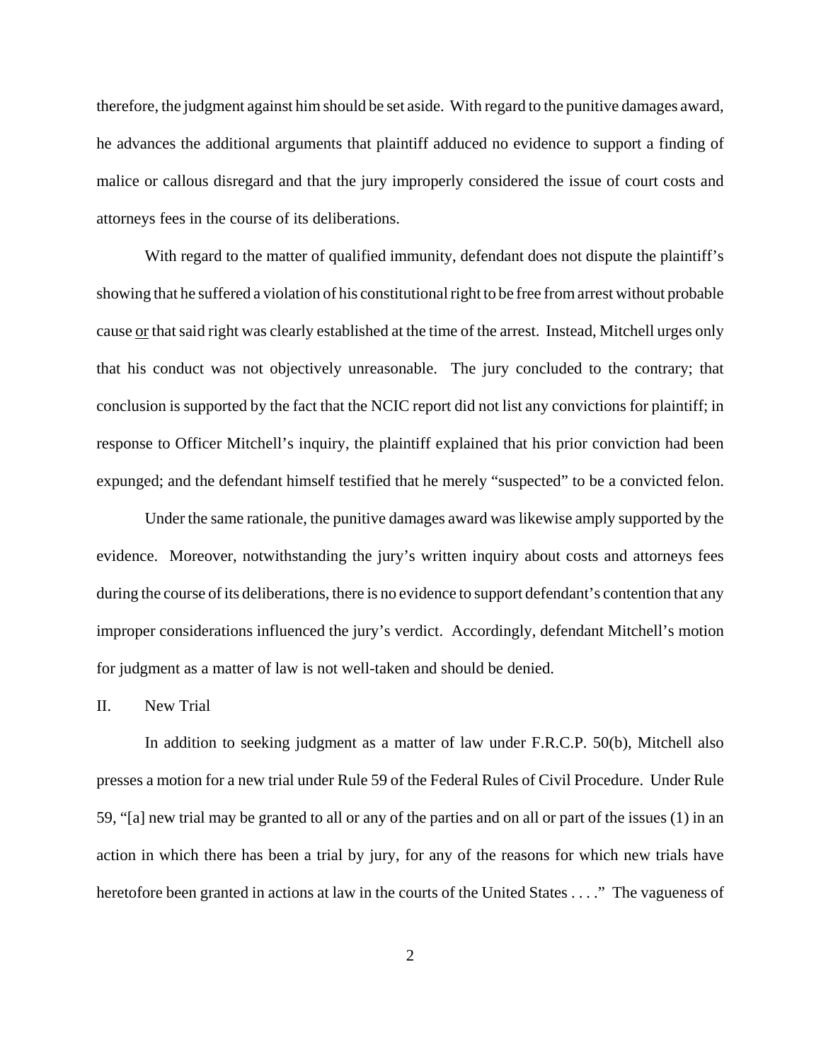therefore, the judgment against him should be set aside. With regard to the punitive damages award, he advances the additional arguments that plaintiff adduced no evidence to support a finding of malice or callous disregard and that the jury improperly considered the issue of court costs and attorneys fees in the course of its deliberations.

With regard to the matter of qualified immunity, defendant does not dispute the plaintiff's showing that he suffered a violation of his constitutional right to be free from arrest without probable cause <u>or</u> that said right was clearly established at the time of the arrest. Instead, Mitchell urges only that his conduct was not objectively unreasonable. The jury concluded to the contrary; that conclusion is supported by the fact that the NCIC report did not list any convictions for plaintiff; in response to Officer Mitchell's inquiry, the plaintiff explained that his prior conviction had been expunged; and the defendant himself testified that he merely "suspected" to be a convicted felon.

Under the same rationale, the punitive damages award was likewise amply supported by the evidence. Moreover, notwithstanding the jury's written inquiry about costs and attorneys fees during the course of its deliberations, there is no evidence to support defendant's contention that any improper considerations influenced the jury's verdict. Accordingly, defendant Mitchell's motion for judgment as a matter of law is not well-taken and should be denied.

II. New Trial

In addition to seeking judgment as a matter of law under F.R.C.P. 50(b), Mitchell also presses a motion for a new trial under Rule 59 of the Federal Rules of Civil Procedure. Under Rule 59, "[a] new trial may be granted to all or any of the parties and on all or part of the issues (1) in an action in which there has been a trial by jury, for any of the reasons for which new trials have heretofore been granted in actions at law in the courts of the United States . . . ." The vagueness of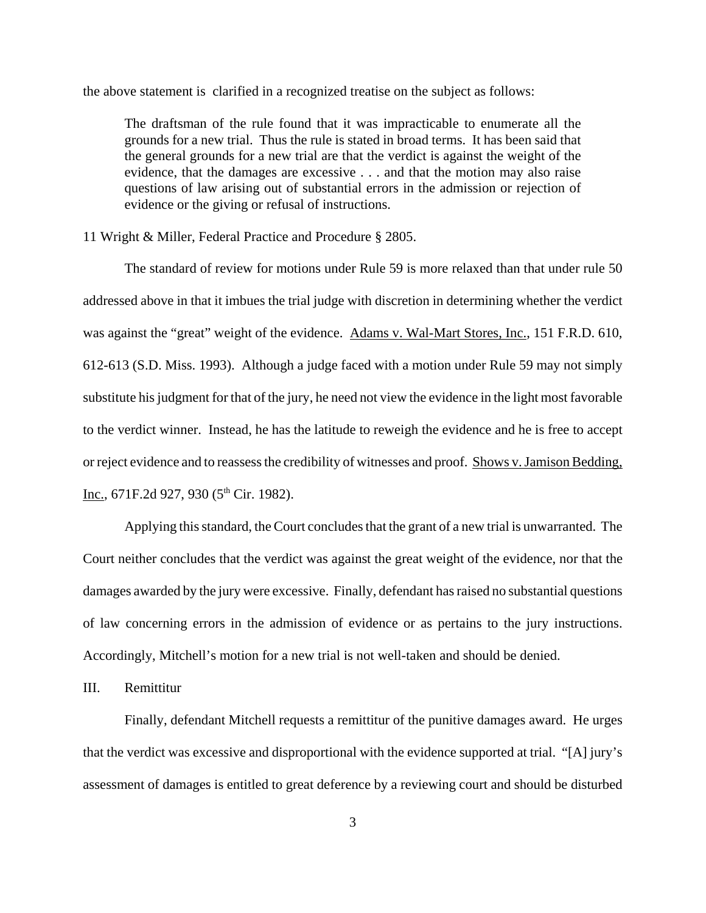the above statement is clarified in a recognized treatise on the subject as follows:

> The draftsman of the rule found that it was impracticable to enumerate all the grounds for a new trial. Thus the rule is stated in broad terms. It has been said that the general grounds for a new trial are that the verdict is against the weight of the evidence, that the damages are excessive . . . and that the motion may also raise questions of law arising out of substantial errors in the admission or rejection of evidence or the giving or refusal of instructions.

11 Wright & Miller, Federal Practice and Procedure § 2805.

The standard of review for motions under Rule 59 is more relaxed than that under rule 50 addressed above in that it imbues the trial judge with discretion in determining whether the verdict was against the "great" weight of the evidence. Adams v. Wal-Mart Stores, Inc., 151 F.R.D. 610, 612-613 (S.D. Miss. 1993). Although a judge faced with a motion under Rule 59 may not simply substitute his judgment for that of the jury, he need not view the evidence in the light most favorable to the verdict winner. Instead, he has the latitude to reweigh the evidence and he is free to accept or reject evidence and to reassess the credibility of witnesses and proof. Shows v. Jamison Bedding, Inc., 671F.2d 927, 930 (5th Cir. 1982).

Applying this standard, the Court concludes that the grant of a new trial is unwarranted. The Court neither concludes that the verdict was against the great weight of the evidence, nor that the damages awarded by the jury were excessive. Finally, defendant has raised no substantial questions of law concerning errors in the admission of evidence or as pertains to the jury instructions. Accordingly, Mitchell's motion for a new trial is not well-taken and should be denied.

## III. Remittitur

Finally, defendant Mitchell requests a remittitur of the punitive damages award. He urges that the verdict was excessive and disproportional with the evidence supported at trial. "[A] jury's assessment of damages is entitled to great deference by a reviewing court and should be disturbed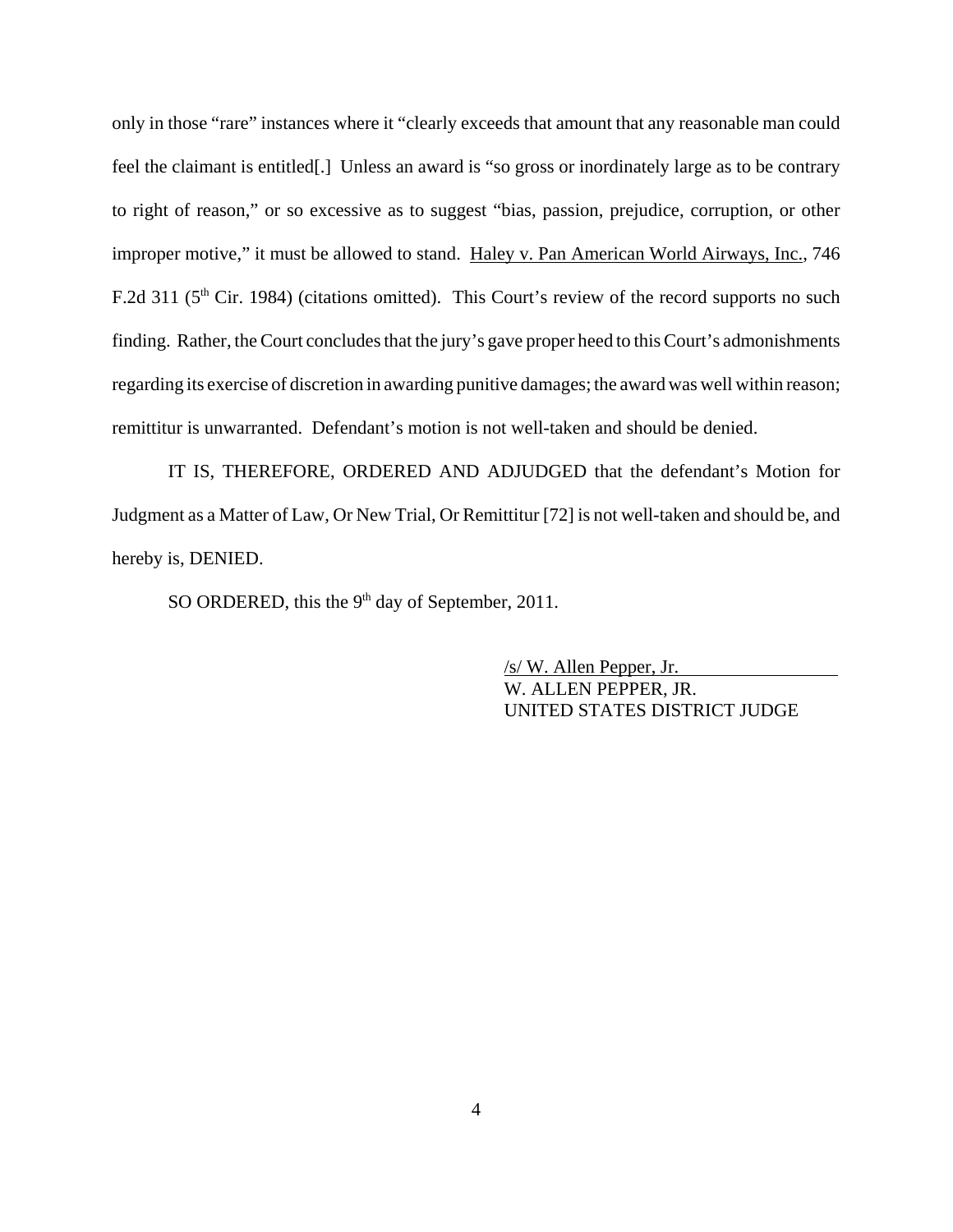only in those "rare" instances where it "clearly exceeds that amount that any reasonable man could feel the claimant is entitled[.] Unless an award is "so gross or inordinately large as to be contrary to right of reason," or so excessive as to suggest "bias, passion, prejudice, corruption, or other improper motive," it must be allowed to stand. Haley v. Pan American World Airways, Inc., 746 F.2d 311 (5th Cir. 1984) (citations omitted). This Court's review of the record supports no such finding. Rather, the Court concludes that the jury's gave proper heed to this Court's admonishments regarding its exercise of discretion in awarding punitive damages; the award was well within reason; remittitur is unwarranted. Defendant's motion is not well-taken and should be denied.

IT IS, THEREFORE, ORDERED AND ADJUDGED that the defendant's Motion for Judgment as a Matter of Law, Or New Trial, Or Remittitur [72] is not well-taken and should be, and hereby is, DENIED.

SO ORDERED, this the 9th day of September, 2011.

/s/ W. Allen Pepper, Jr.
W. ALLEN PEPPER, JR.
UNITED STATES DISTRICT JUDGE